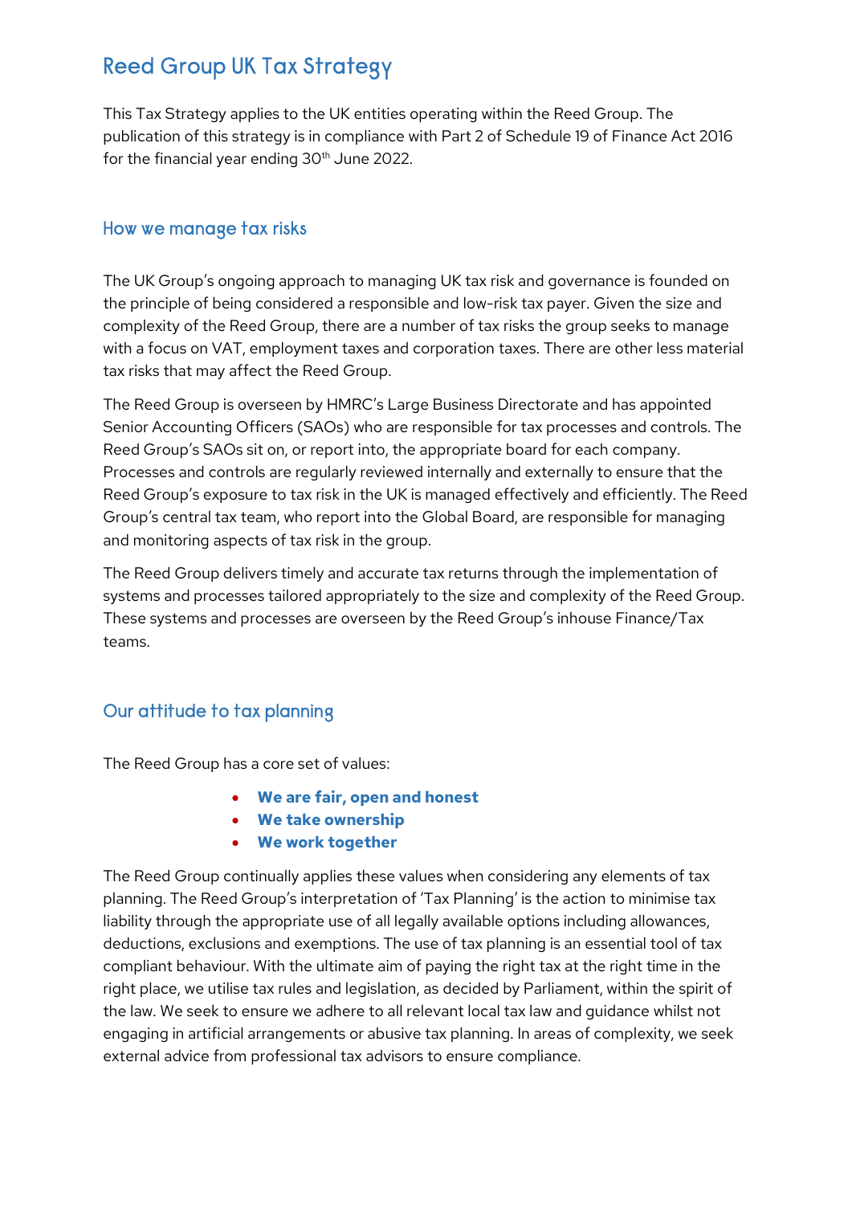# Reed Group UK Tax Strategy

This Tax Strategy applies to the UK entities operating within the Reed Group. The publication of this strategy is in compliance with Part 2 of Schedule 19 of Finance Act 2016 for the financial year ending 30th June 2022.

## How we manage tax risks

The UK Group's ongoing approach to managing UK tax risk and governance is founded on the principle of being considered a responsible and low-risk tax payer. Given the size and complexity of the Reed Group, there are a number of tax risks the group seeks to manage with a focus on VAT, employment taxes and corporation taxes. There are other less material tax risks that may affect the Reed Group.

The Reed Group is overseen by HMRC's Large Business Directorate and has appointed Senior Accounting Officers (SAOs) who are responsible for tax processes and controls. The Reed Group's SAOs sit on, or report into, the appropriate board for each company. Processes and controls are regularly reviewed internally and externally to ensure that the Reed Group's exposure to tax risk in the UK is managed effectively and efficiently. The Reed Group's central tax team, who report into the Global Board, are responsible for managing and monitoring aspects of tax risk in the group.

The Reed Group delivers timely and accurate tax returns through the implementation of systems and processes tailored appropriately to the size and complexity of the Reed Group. These systems and processes are overseen by the Reed Group's inhouse Finance/Tax teams.

## Our attitude to tax planning

The Reed Group has a core set of values:

- **We are fair, open and honest**
- **We take ownership**
- **We work together**

The Reed Group continually applies these values when considering any elements of tax planning. The Reed Group's interpretation of 'Tax Planning' is the action to minimise tax liability through the appropriate use of all legally available options including allowances, deductions, exclusions and exemptions. The use of tax planning is an essential tool of tax compliant behaviour. With the ultimate aim of paying the right tax at the right time in the right place, we utilise tax rules and legislation, as decided by Parliament, within the spirit of the law. We seek to ensure we adhere to all relevant local tax law and guidance whilst not engaging in artificial arrangements or abusive tax planning. In areas of complexity, we seek external advice from professional tax advisors to ensure compliance.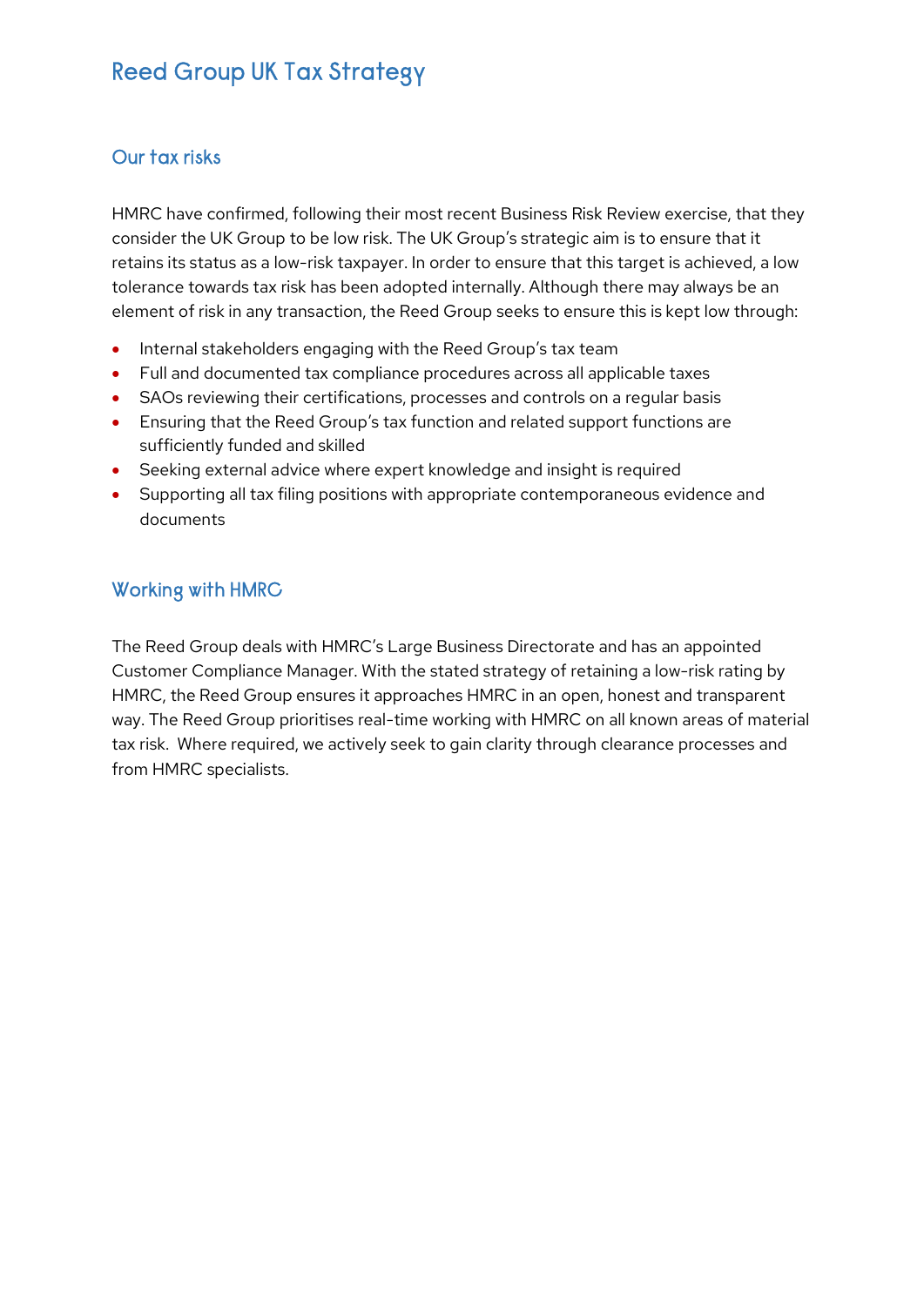## Reed Group UK Tax Strategy

### Our tax risks

HMRC have confirmed, following their most recent Business Risk Review exercise, that they consider the UK Group to be low risk. The UK Group's strategic aim is to ensure that it retains its status as a low-risk taxpayer. In order to ensure that this target is achieved, a low tolerance towards tax risk has been adopted internally. Although there may always be an element of risk in any transaction, the Reed Group seeks to ensure this is kept low through:

- Internal stakeholders engaging with the Reed Group's tax team
- Full and documented tax compliance procedures across all applicable taxes
- SAOs reviewing their certifications, processes and controls on a regular basis
- Ensuring that the Reed Group's tax function and related support functions are sufficiently funded and skilled
- Seeking external advice where expert knowledge and insight is required
- Supporting all tax filing positions with appropriate contemporaneous evidence and documents

### Working with HMRC

The Reed Group deals with HMRC's Large Business Directorate and has an appointed Customer Compliance Manager. With the stated strategy of retaining a low-risk rating by HMRC, the Reed Group ensures it approaches HMRC in an open, honest and transparent way. The Reed Group prioritises real-time working with HMRC on all known areas of material tax risk. Where required, we actively seek to gain clarity through clearance processes and from HMRC specialists.